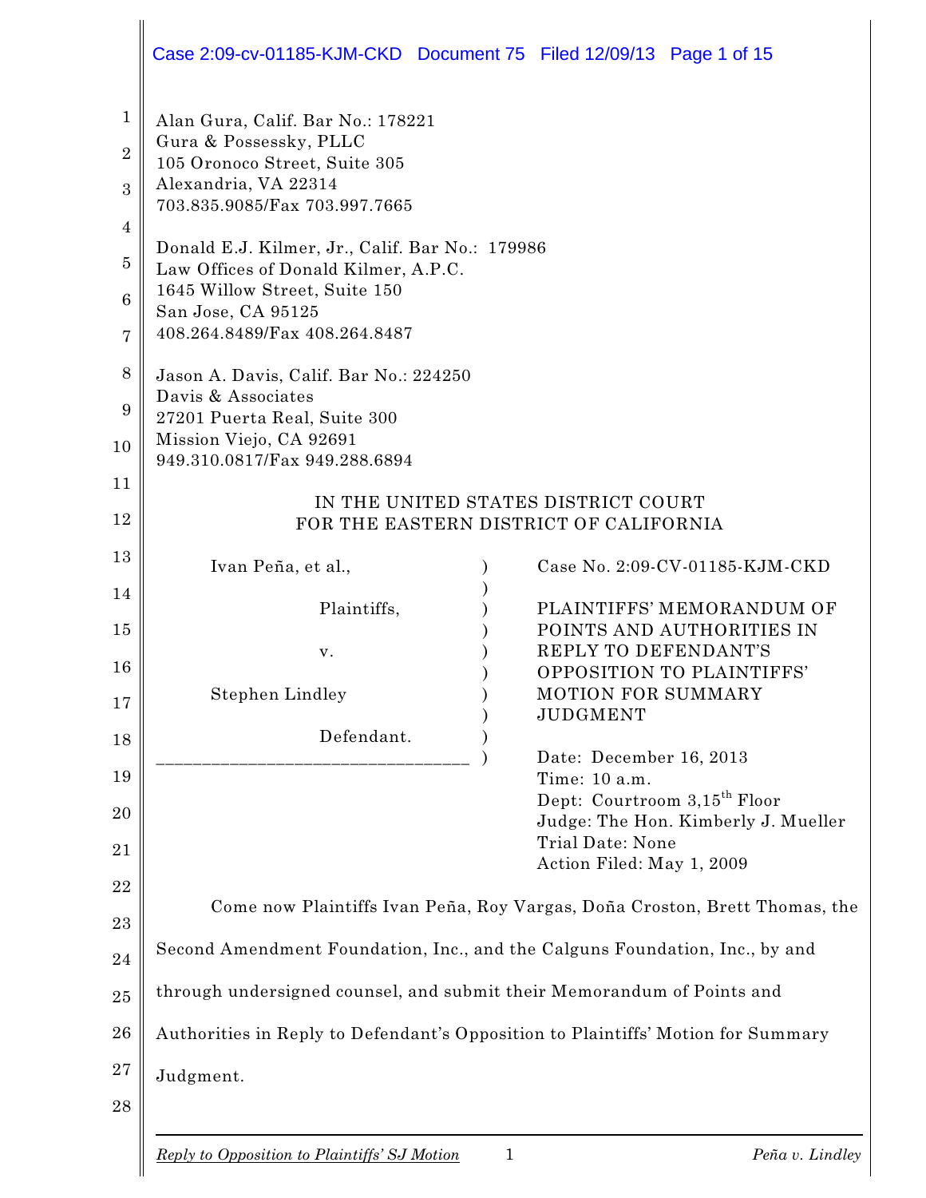Alan Gura, Calif. Bar No.: 178221
Gura & Possessky, PLLC
105 Oronoco Street, Suite 305
Alexandria, VA 22314
703.835.9085/Fax 703.997.7665

Donald E.J. Kilmer, Jr., Calif. Bar No.: 179986
Law Offices of Donald Kilmer, A.P.C.
1645 Willow Street, Suite 150
San Jose, CA 95125
408.264.8489/Fax 408.264.8487

Jason A. Davis, Calif. Bar No.: 224250
Davis & Associates
27201 Puerta Real, Suite 300
Mission Viejo, CA 92691
949.310.0817/Fax 949.288.6894

IN THE UNITED STATES DISTRICT COURT
FOR THE EASTERN DISTRICT OF CALIFORNIA

| | |
|---|---|
| Ivan Peña, et al.,<br><br>Plaintiffs,<br><br>v.<br><br>Stephen Lindley<br><br>Defendant. | Case No. 2:09-CV-01185-KJM-CKD<br><br>PLAINTIFFS' MEMORANDUM OF POINTS AND AUTHORITIES IN REPLY TO DEFENDANT'S OPPOSITION TO PLAINTIFFS' MOTION FOR SUMMARY JUDGMENT<br><br>Date: December 16, 2013<br>Time: 10 a.m.<br>Dept: Courtroom 3,15th Floor<br>Judge: The Hon. Kimberly J. Mueller<br>Trial Date: None<br>Action Filed: May 1, 2009 |

Come now Plaintiffs Ivan Peña, Roy Vargas, Doña Croston, Brett Thomas, the Second Amendment Foundation, Inc., and the Calguns Foundation, Inc., by and through undersigned counsel, and submit their Memorandum of Points and Authorities in Reply to Defendant's Opposition to Plaintiffs' Motion for Summary Judgment.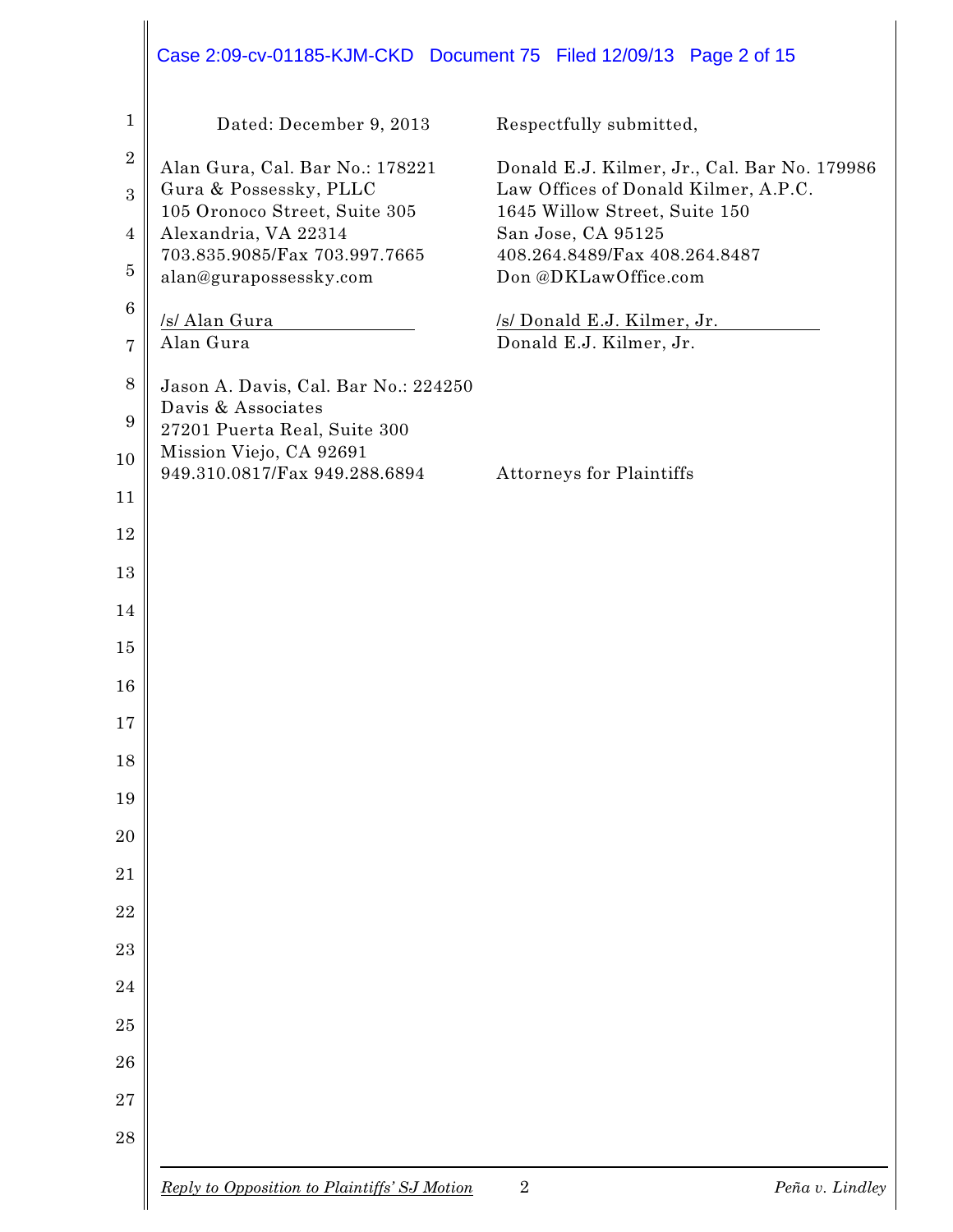Dated: December 9, 2013

Respectfully submitted,

Alan Gura, Cal. Bar No.: 178221
Gura & Possessky, PLLC
105 Oronoco Street, Suite 305
Alexandria, VA 22314
703.835.9085/Fax 703.997.7665
alan@gurapossessky.com

/s/ Alan Gura
Alan Gura

Jason A. Davis, Cal. Bar No.: 224250
Davis & Associates
27201 Puerta Real, Suite 300
Mission Viejo, CA 92691
949.310.0817/Fax 949.288.6894

Donald E.J. Kilmer, Jr., Cal. Bar No. 179986
Law Offices of Donald Kilmer, A.P.C.
1645 Willow Street, Suite 150
San Jose, CA 95125
408.264.8489/Fax 408.264.8487
Don @DKLawOffice.com

/s/ Donald E.J. Kilmer, Jr.
Donald E.J. Kilmer, Jr.

Attorneys for Plaintiffs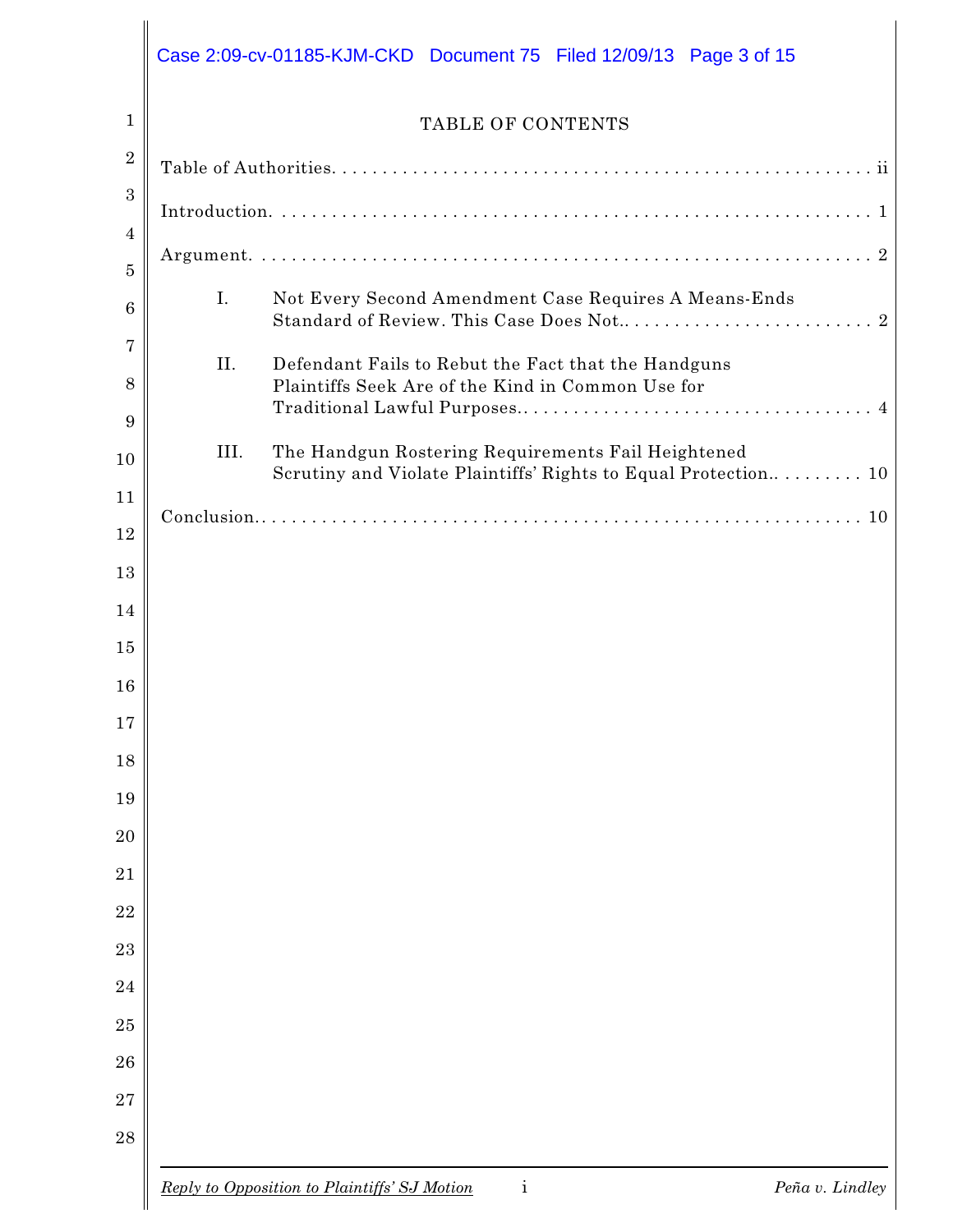# TABLE OF CONTENTS

Table of Authorities. . . . . . . . . . . . . . . . . . . . . . . . . . . . . . . . . . . . . . . . . . . . . . . . . . . . . . ii

Introduction. . . . . . . . . . . . . . . . . . . . . . . . . . . . . . . . . . . . . . . . . . . . . . . . . . . . . . . . . . 1

Argument. . . . . . . . . . . . . . . . . . . . . . . . . . . . . . . . . . . . . . . . . . . . . . . . . . . . . . . . . . . . 2

I. Not Every Second Amendment Case Requires A Means-Ends Standard of Review. This Case Does Not.. . . . . . . . . . . . . . . . . . . . . . . . . 2

II. Defendant Fails to Rebut the Fact that the Handguns Plaintiffs Seek Are of the Kind in Common Use for Traditional Lawful Purposes.. . . . . . . . . . . . . . . . . . . . . . . . . . . . . . . . . . 4

III. The Handgun Rostering Requirements Fail Heightened Scrutiny and Violate Plaintiffs' Rights to Equal Protection.. . . . . . . . . 10

Conclusion.. . . . . . . . . . . . . . . . . . . . . . . . . . . . . . . . . . . . . . . . . . . . . . . . . . . . . . . . . 10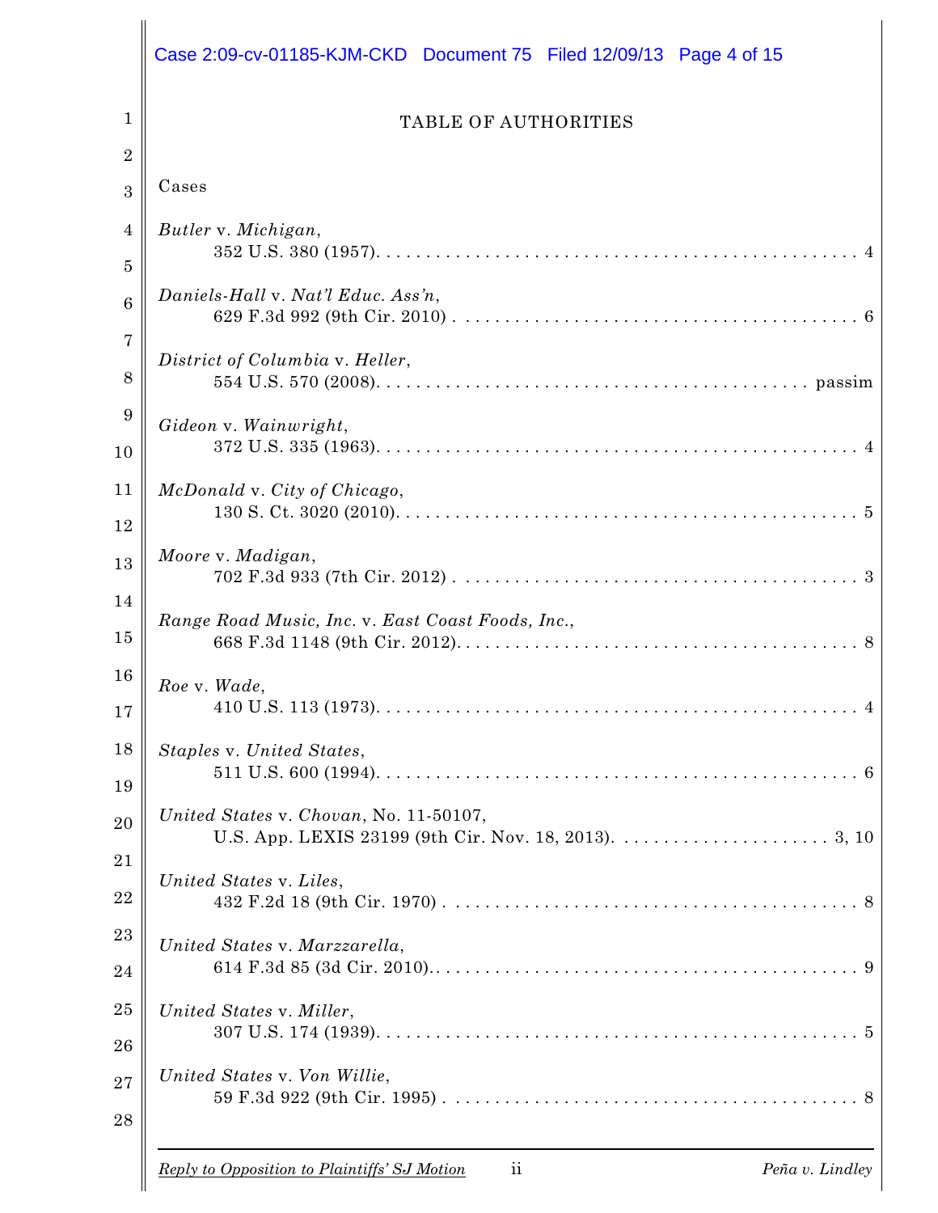# TABLE OF AUTHORITIES

Cases

*Butler* v. *Michigan*,
352 U.S. 380 (1957) . . . . . . . . . . 4

*Daniels-Hall* v. *Nat'l Educ. Ass'n*,
629 F.3d 992 (9th Cir. 2010) . . . . . . . . . . 6

*District of Columbia* v. *Heller*,
554 U.S. 570 (2008) . . . . . . . . . . passim

*Gideon* v. *Wainwright*,
372 U.S. 335 (1963) . . . . . . . . . . 4

*McDonald* v. *City of Chicago*,
130 S. Ct. 3020 (2010) . . . . . . . . . . 5

*Moore* v. *Madigan*,
702 F.3d 933 (7th Cir. 2012) . . . . . . . . . . 3

*Range Road Music, Inc.* v. *East Coast Foods, Inc.*,
668 F.3d 1148 (9th Cir. 2012) . . . . . . . . . . 8

*Roe* v. *Wade*,
410 U.S. 113 (1973) . . . . . . . . . . 4

*Staples* v. *United States*,
511 U.S. 600 (1994) . . . . . . . . . . 6

*United States* v. *Chovan*, No. 11-50107,
U.S. App. LEXIS 23199 (9th Cir. Nov. 18, 2013) . . . . . . . . . . 3, 10

*United States* v. *Liles*,
432 F.2d 18 (9th Cir. 1970) . . . . . . . . . . 8

*United States* v. *Marzzarella*,
614 F.3d 85 (3d Cir. 2010) . . . . . . . . . . 9

*United States* v. *Miller*,
307 U.S. 174 (1939) . . . . . . . . . . 5

*United States* v. *Von Willie*,
59 F.3d 922 (9th Cir. 1995) . . . . . . . . . . 8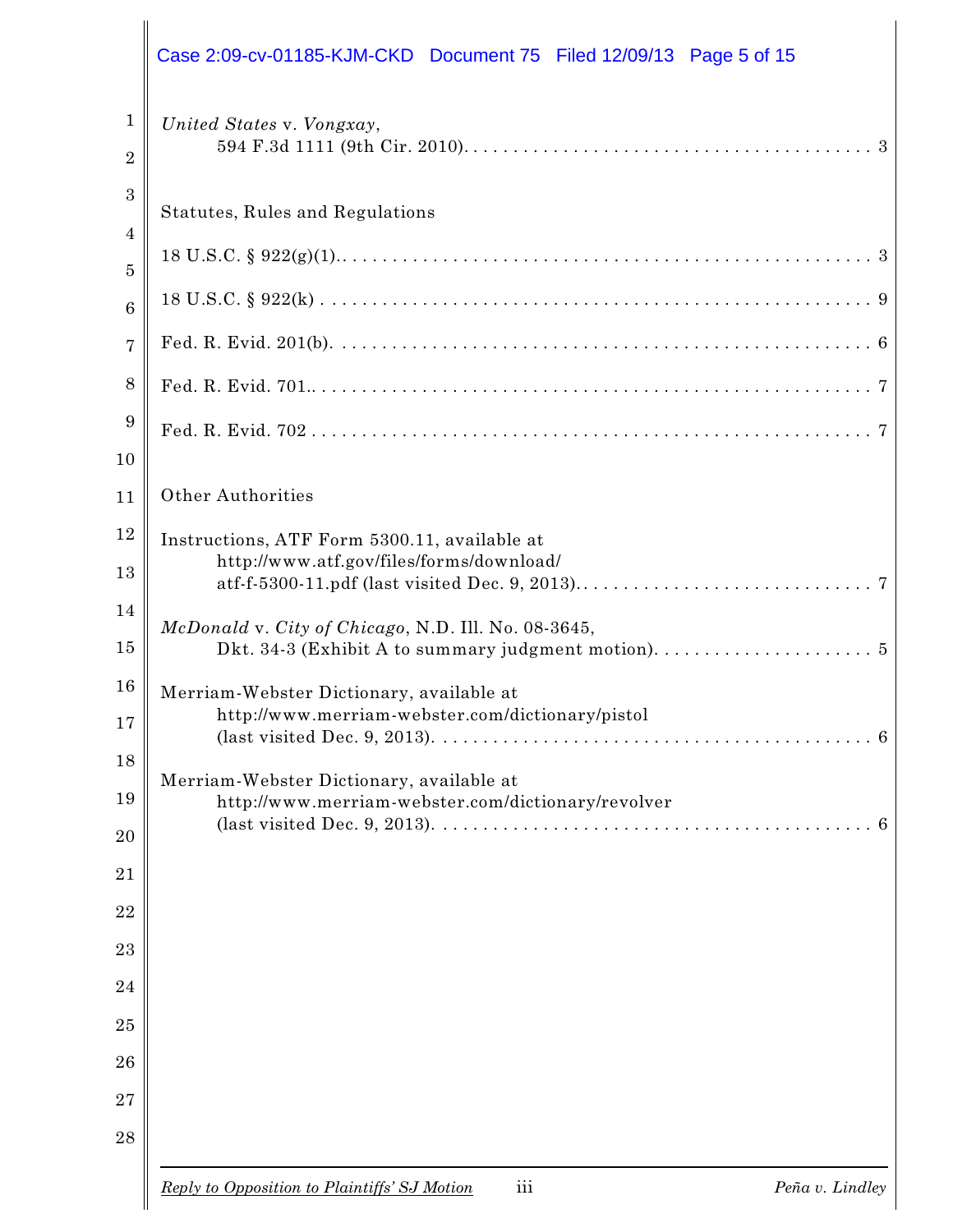*United States* v. *Vongxay*,
594 F.3d 1111 (9th Cir. 2010). . . . . . . . . . . . . . . . . . . . . . . . . . . . . . . . . . . . . . . . 3

Statutes, Rules and Regulations

18 U.S.C. § 922(g)(1).. . . . . . . . . . . . . . . . . . . . . . . . . . . . . . . . . . . . . . . . . . . . . . . . . . . . 3

18 U.S.C. § 922(k) . . . . . . . . . . . . . . . . . . . . . . . . . . . . . . . . . . . . . . . . . . . . . . . . . . . . . . . 9

Fed. R. Evid. 201(b). . . . . . . . . . . . . . . . . . . . . . . . . . . . . . . . . . . . . . . . . . . . . . . . . . . . . . 6

Fed. R. Evid. 701.. . . . . . . . . . . . . . . . . . . . . . . . . . . . . . . . . . . . . . . . . . . . . . . . . . . . . . . . 7

Fed. R. Evid. 702 . . . . . . . . . . . . . . . . . . . . . . . . . . . . . . . . . . . . . . . . . . . . . . . . . . . . . . . . 7

Other Authorities

Instructions, ATF Form 5300.11, available at
http://www.atf.gov/files/forms/download/
atf-f-5300-11.pdf (last visited Dec. 9, 2013). . . . . . . . . . . . . . . . . . . . . . . . . . . . . . . . 7

*McDonald* v. *City of Chicago*, N.D. Ill. No. 08-3645,
Dkt. 34-3 (Exhibit A to summary judgment motion). . . . . . . . . . . . . . . . . . . . . . . . 5

Merriam-Webster Dictionary, available at
http://www.merriam-webster.com/dictionary/pistol
(last visited Dec. 9, 2013). . . . . . . . . . . . . . . . . . . . . . . . . . . . . . . . . . . . . . . . . . . . . 6

Merriam-Webster Dictionary, available at
http://www.merriam-webster.com/dictionary/revolver
(last visited Dec. 9, 2013). . . . . . . . . . . . . . . . . . . . . . . . . . . . . . . . . . . . . . . . . . . . . 6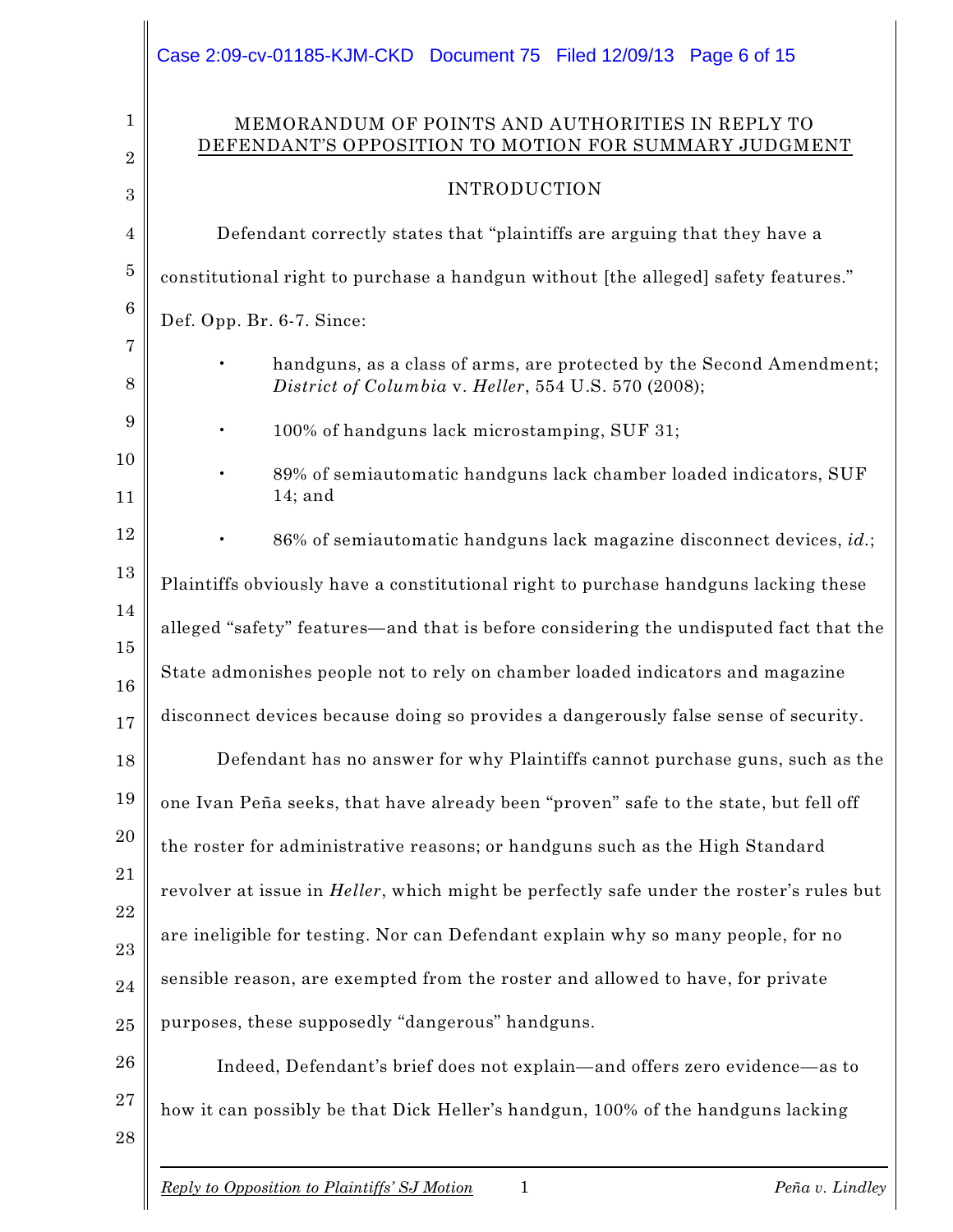MEMORANDUM OF POINTS AND AUTHORITIES IN REPLY TO DEFENDANT'S OPPOSITION TO MOTION FOR SUMMARY JUDGMENT

## INTRODUCTION

Defendant correctly states that "plaintiffs are arguing that they have a constitutional right to purchase a handgun without [the alleged] safety features." Def. Opp. Br. 6-7. Since:

- handguns, as a class of arms, are protected by the Second Amendment; *District of Columbia* v. *Heller*, 554 U.S. 570 (2008);
- 100% of handguns lack microstamping, SUF 31;
- 89% of semiautomatic handguns lack chamber loaded indicators, SUF 14; and
- 86% of semiautomatic handguns lack magazine disconnect devices, *id.*;

Plaintiffs obviously have a constitutional right to purchase handguns lacking these alleged "safety" features—and that is before considering the undisputed fact that the State admonishes people not to rely on chamber loaded indicators and magazine disconnect devices because doing so provides a dangerously false sense of security.

Defendant has no answer for why Plaintiffs cannot purchase guns, such as the one Ivan Peña seeks, that have already been "proven" safe to the state, but fell off the roster for administrative reasons; or handguns such as the High Standard revolver at issue in *Heller*, which might be perfectly safe under the roster's rules but are ineligible for testing. Nor can Defendant explain why so many people, for no sensible reason, are exempted from the roster and allowed to have, for private purposes, these supposedly "dangerous" handguns.

Indeed, Defendant's brief does not explain—and offers zero evidence—as to how it can possibly be that Dick Heller's handgun, 100% of the handguns lacking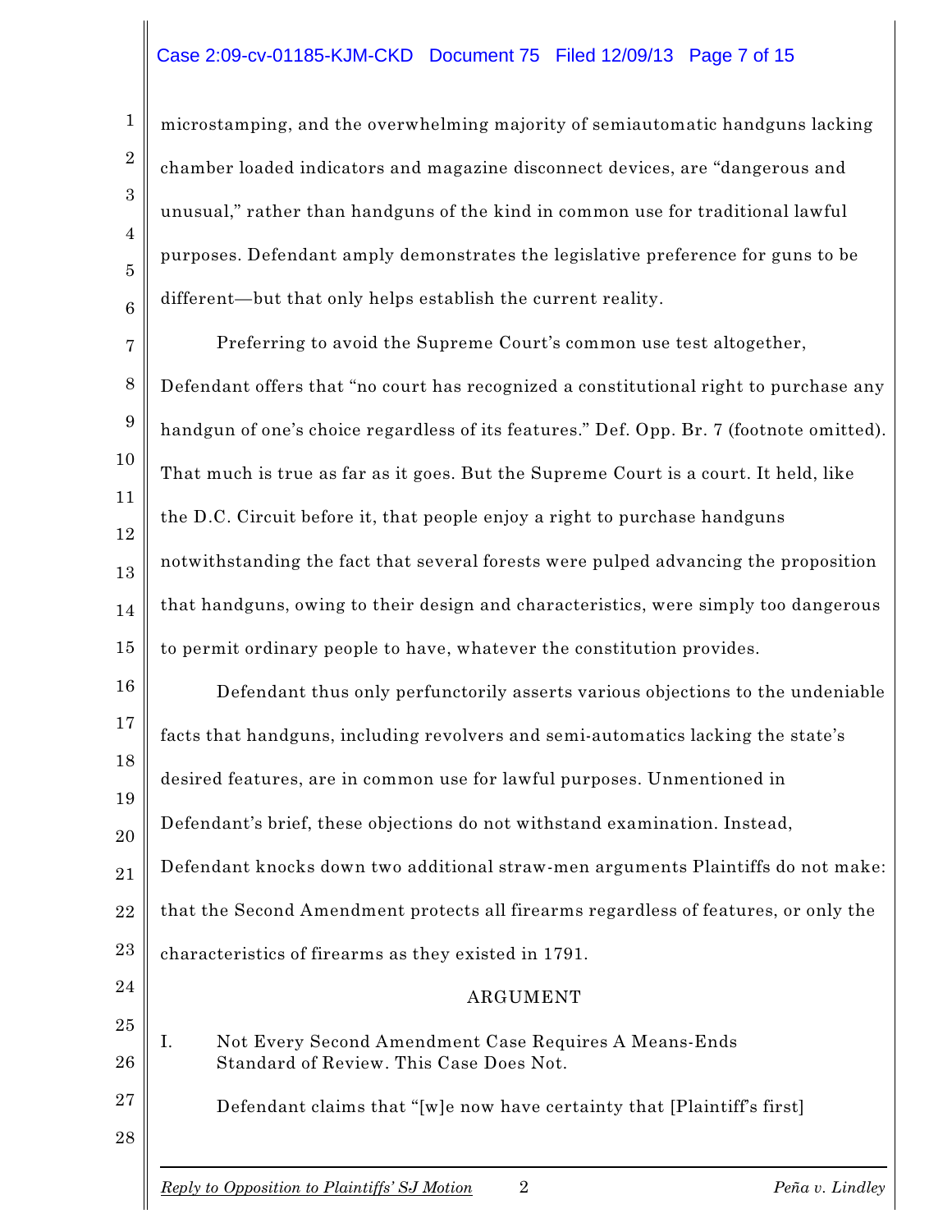microstamping, and the overwhelming majority of semiautomatic handguns lacking chamber loaded indicators and magazine disconnect devices, are "dangerous and unusual," rather than handguns of the kind in common use for traditional lawful purposes. Defendant amply demonstrates the legislative preference for guns to be different—but that only helps establish the current reality.

Preferring to avoid the Supreme Court's common use test altogether, Defendant offers that "no court has recognized a constitutional right to purchase any handgun of one's choice regardless of its features." Def. Opp. Br. 7 (footnote omitted). That much is true as far as it goes. But the Supreme Court is a court. It held, like the D.C. Circuit before it, that people enjoy a right to purchase handguns notwithstanding the fact that several forests were pulped advancing the proposition that handguns, owing to their design and characteristics, were simply too dangerous to permit ordinary people to have, whatever the constitution provides.

Defendant thus only perfunctorily asserts various objections to the undeniable facts that handguns, including revolvers and semi-automatics lacking the state's desired features, are in common use for lawful purposes. Unmentioned in Defendant's brief, these objections do not withstand examination. Instead, Defendant knocks down two additional straw-men arguments Plaintiffs do not make: that the Second Amendment protects all firearms regardless of features, or only the characteristics of firearms as they existed in 1791.

## ARGUMENT

### I. Not Every Second Amendment Case Requires A Means-Ends Standard of Review. This Case Does Not.

Defendant claims that "[w]e now have certainty that [Plaintiff's first]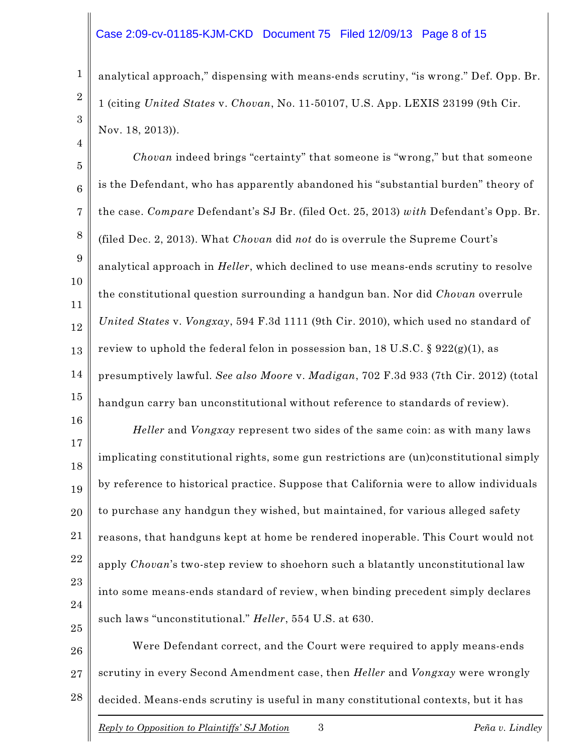analytical approach," dispensing with means-ends scrutiny, "is wrong." Def. Opp. Br. 1 (citing *United States* v. *Chovan*, No. 11-50107, U.S. App. LEXIS 23199 (9th Cir. Nov. 18, 2013)).

*Chovan* indeed brings "certainty" that someone is "wrong," but that someone is the Defendant, who has apparently abandoned his "substantial burden" theory of the case. *Compare* Defendant's SJ Br. (filed Oct. 25, 2013) *with* Defendant's Opp. Br. (filed Dec. 2, 2013). What *Chovan* did *not* do is overrule the Supreme Court's analytical approach in *Heller*, which declined to use means-ends scrutiny to resolve the constitutional question surrounding a handgun ban. Nor did *Chovan* overrule *United States* v. *Vongxay*, 594 F.3d 1111 (9th Cir. 2010), which used no standard of review to uphold the federal felon in possession ban, 18 U.S.C. § 922(g)(1), as presumptively lawful. *See also Moore* v. *Madigan*, 702 F.3d 933 (7th Cir. 2012) (total handgun carry ban unconstitutional without reference to standards of review).

*Heller* and *Vongxay* represent two sides of the same coin: as with many laws implicating constitutional rights, some gun restrictions are (un)constitutional simply by reference to historical practice. Suppose that California were to allow individuals to purchase any handgun they wished, but maintained, for various alleged safety reasons, that handguns kept at home be rendered inoperable. This Court would not apply *Chovan*'s two-step review to shoehorn such a blatantly unconstitutional law into some means-ends standard of review, when binding precedent simply declares such laws "unconstitutional." *Heller*, 554 U.S. at 630.

Were Defendant correct, and the Court were required to apply means-ends scrutiny in every Second Amendment case, then *Heller* and *Vongxay* were wrongly decided. Means-ends scrutiny is useful in many constitutional contexts, but it has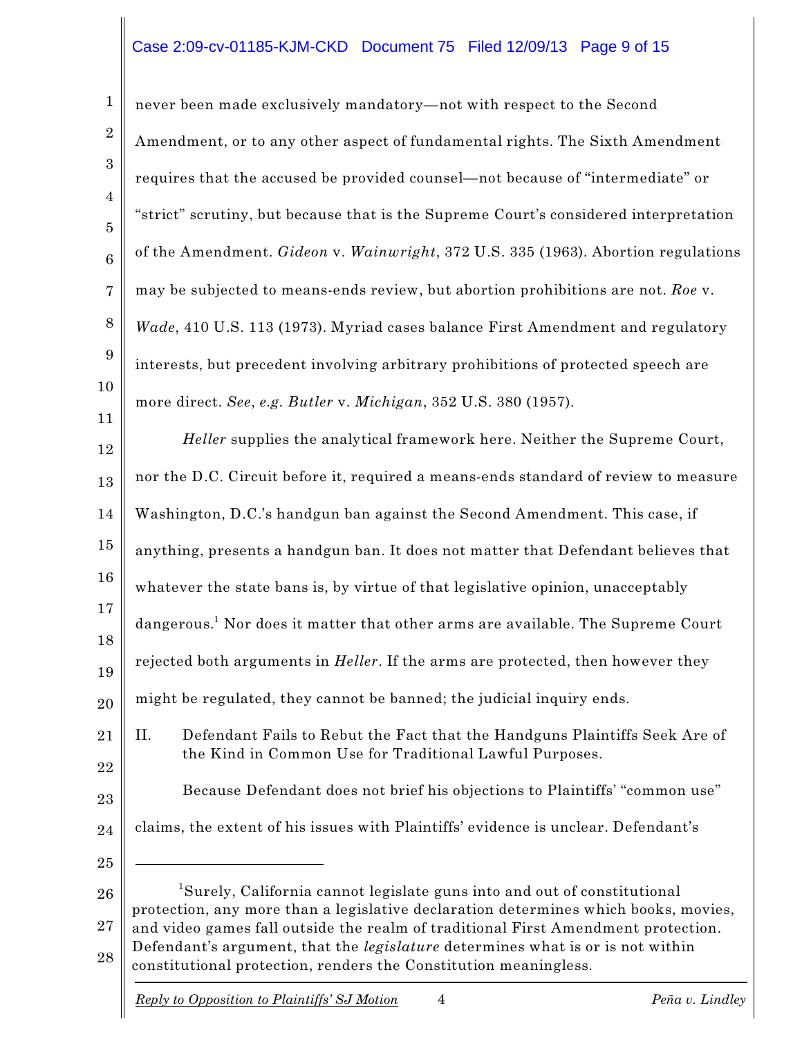never been made exclusively mandatory—not with respect to the Second Amendment, or to any other aspect of fundamental rights. The Sixth Amendment requires that the accused be provided counsel—not because of "intermediate" or "strict" scrutiny, but because that is the Supreme Court's considered interpretation of the Amendment. *Gideon* v. *Wainwright*, 372 U.S. 335 (1963). Abortion regulations may be subjected to means-ends review, but abortion prohibitions are not. *Roe* v. *Wade*, 410 U.S. 113 (1973). Myriad cases balance First Amendment and regulatory interests, but precedent involving arbitrary prohibitions of protected speech are more direct. *See*, *e.g. Butler* v. *Michigan*, 352 U.S. 380 (1957).

*Heller* supplies the analytical framework here. Neither the Supreme Court, nor the D.C. Circuit before it, required a means-ends standard of review to measure Washington, D.C.'s handgun ban against the Second Amendment. This case, if anything, presents a handgun ban. It does not matter that Defendant believes that whatever the state bans is, by virtue of that legislative opinion, unacceptably dangerous.[1] Nor does it matter that other arms are available. The Supreme Court rejected both arguments in *Heller*. If the arms are protected, then however they might be regulated, they cannot be banned; the judicial inquiry ends.

## II. Defendant Fails to Rebut the Fact that the Handguns Plaintiffs Seek Are of the Kind in Common Use for Traditional Lawful Purposes.

Because Defendant does not brief his objections to Plaintiffs' "common use" claims, the extent of his issues with Plaintiffs' evidence is unclear. Defendant's

---

[1] Surely, California cannot legislate guns into and out of constitutional protection, any more than a legislative declaration determines which books, movies, and video games fall outside the realm of traditional First Amendment protection. Defendant's argument, that the *legislature* determines what is or is not within constitutional protection, renders the Constitution meaningless.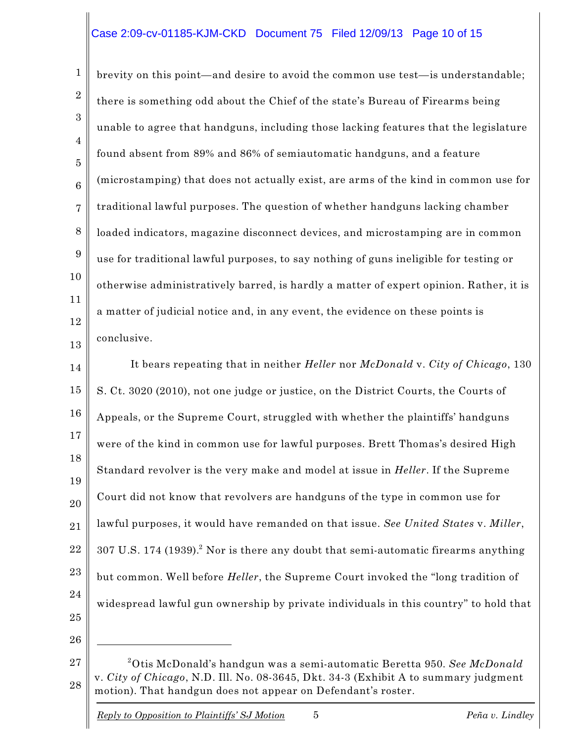brevity on this point—and desire to avoid the common use test—is understandable; there is something odd about the Chief of the state's Bureau of Firearms being unable to agree that handguns, including those lacking features that the legislature found absent from 89% and 86% of semiautomatic handguns, and a feature (microstamping) that does not actually exist, are arms of the kind in common use for traditional lawful purposes. The question of whether handguns lacking chamber loaded indicators, magazine disconnect devices, and microstamping are in common use for traditional lawful purposes, to say nothing of guns ineligible for testing or otherwise administratively barred, is hardly a matter of expert opinion. Rather, it is a matter of judicial notice and, in any event, the evidence on these points is conclusive.

It bears repeating that in neither *Heller* nor *McDonald* v. *City of Chicago*, 130 S. Ct. 3020 (2010), not one judge or justice, on the District Courts, the Courts of Appeals, or the Supreme Court, struggled with whether the plaintiffs' handguns were of the kind in common use for lawful purposes. Brett Thomas's desired High Standard revolver is the very make and model at issue in *Heller*. If the Supreme Court did not know that revolvers are handguns of the type in common use for lawful purposes, it would have remanded on that issue. *See United States* v. *Miller*, 307 U.S. 174 (1939).[2] Nor is there any doubt that semi-automatic firearms anything but common. Well before *Heller*, the Supreme Court invoked the "long tradition of widespread lawful gun ownership by private individuals in this country" to hold that

---

[2] Otis McDonald's handgun was a semi-automatic Beretta 950. *See McDonald* v. *City of Chicago*, N.D. Ill. No. 08-3645, Dkt. 34-3 (Exhibit A to summary judgment motion). That handgun does not appear on Defendant's roster.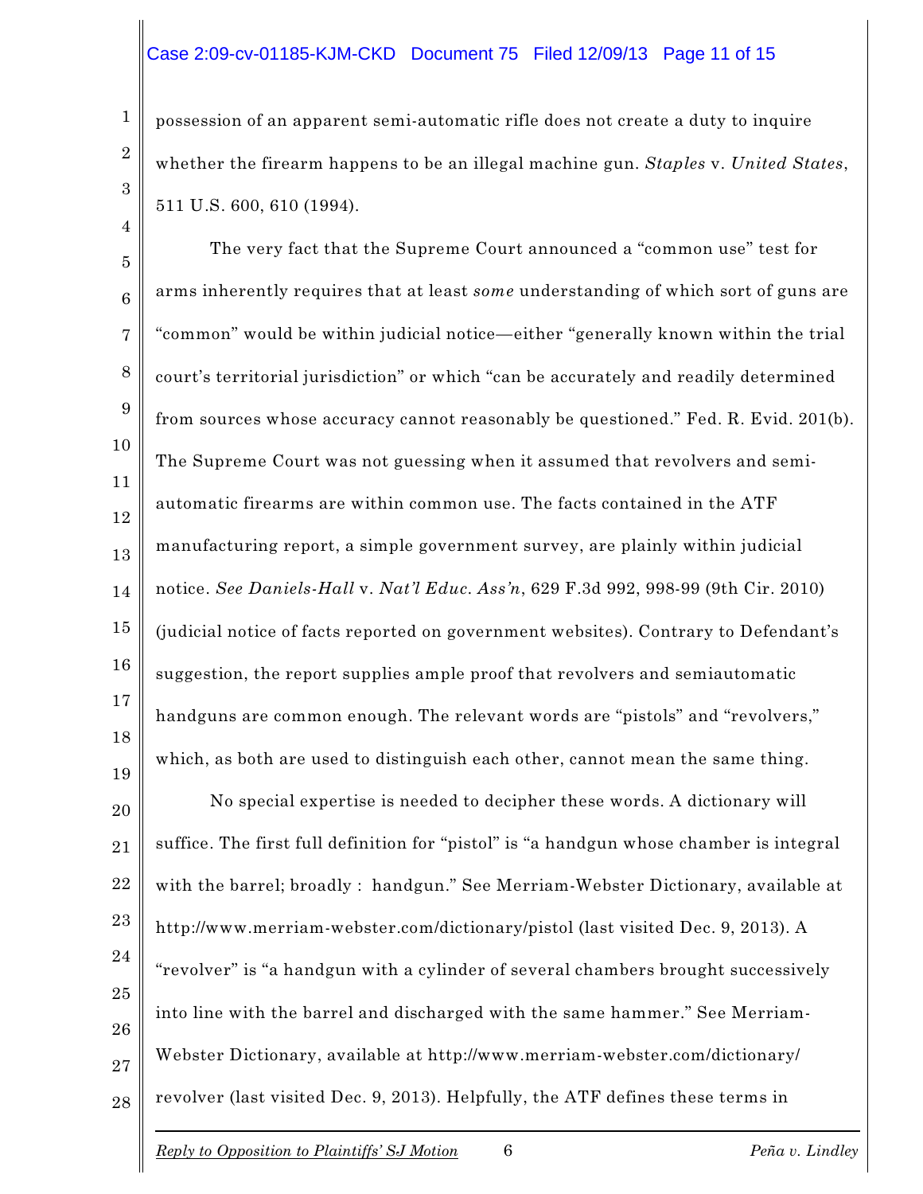possession of an apparent semi-automatic rifle does not create a duty to inquire whether the firearm happens to be an illegal machine gun. *Staples* v. *United States*, 511 U.S. 600, 610 (1994).

The very fact that the Supreme Court announced a "common use" test for arms inherently requires that at least *some* understanding of which sort of guns are "common" would be within judicial notice—either "generally known within the trial court's territorial jurisdiction" or which "can be accurately and readily determined from sources whose accuracy cannot reasonably be questioned." Fed. R. Evid. 201(b). The Supreme Court was not guessing when it assumed that revolvers and semi-automatic firearms are within common use. The facts contained in the ATF manufacturing report, a simple government survey, are plainly within judicial notice. *See Daniels-Hall* v. *Nat'l Educ. Ass'n*, 629 F.3d 992, 998-99 (9th Cir. 2010) (judicial notice of facts reported on government websites). Contrary to Defendant's suggestion, the report supplies ample proof that revolvers and semiautomatic handguns are common enough. The relevant words are "pistols" and "revolvers," which, as both are used to distinguish each other, cannot mean the same thing.

No special expertise is needed to decipher these words. A dictionary will suffice. The first full definition for "pistol" is "a handgun whose chamber is integral with the barrel; broadly : handgun." See Merriam-Webster Dictionary, available at http://www.merriam-webster.com/dictionary/pistol (last visited Dec. 9, 2013). A "revolver" is "a handgun with a cylinder of several chambers brought successively into line with the barrel and discharged with the same hammer." See Merriam-Webster Dictionary, available at http://www.merriam-webster.com/dictionary/revolver (last visited Dec. 9, 2013). Helpfully, the ATF defines these terms in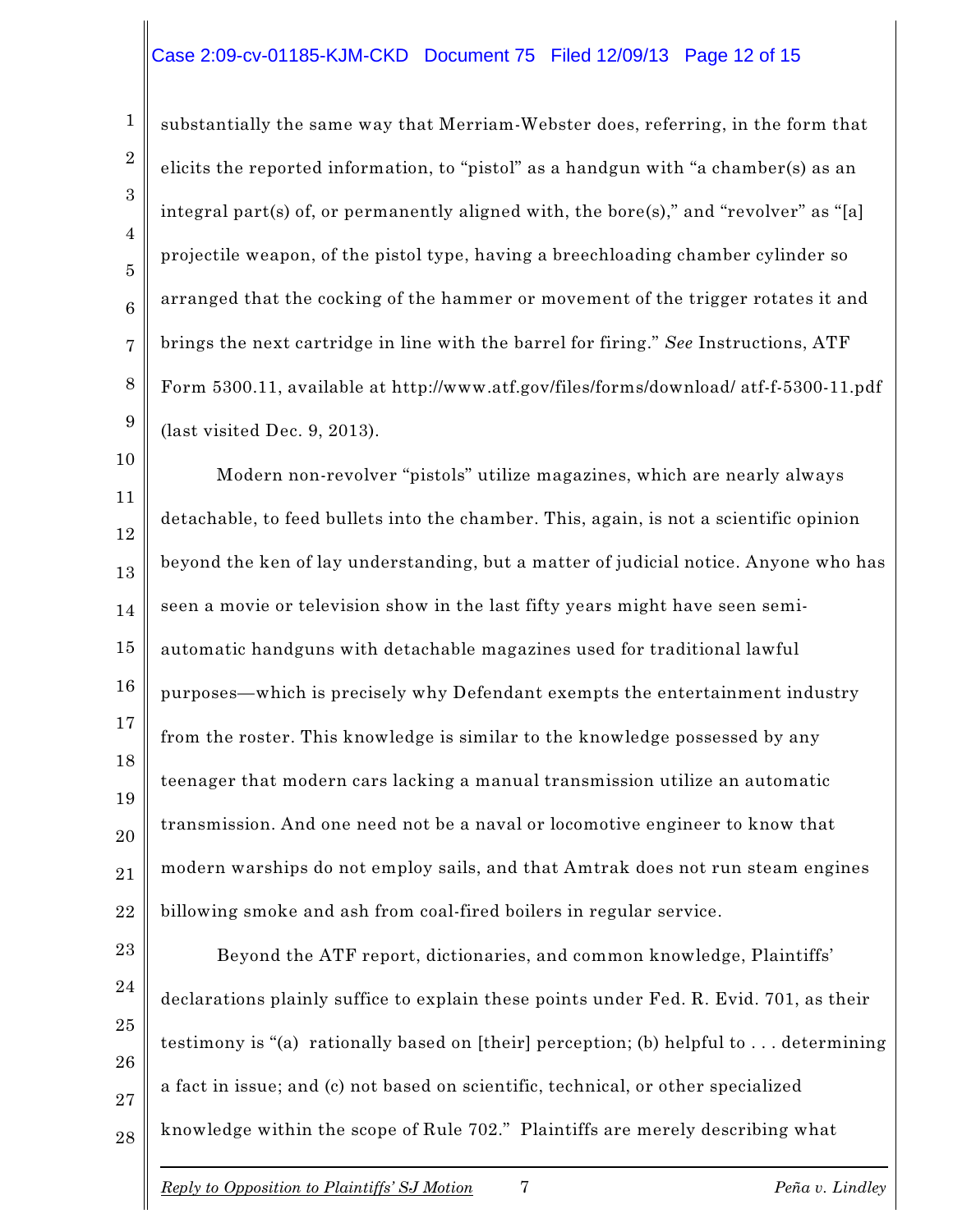substantially the same way that Merriam-Webster does, referring, in the form that elicits the reported information, to "pistol" as a handgun with "a chamber(s) as an integral part(s) of, or permanently aligned with, the bore(s)," and "revolver" as "[a] projectile weapon, of the pistol type, having a breechloading chamber cylinder so arranged that the cocking of the hammer or movement of the trigger rotates it and brings the next cartridge in line with the barrel for firing." *See* Instructions, ATF Form 5300.11, available at http://www.atf.gov/files/forms/download/ atf-f-5300-11.pdf (last visited Dec. 9, 2013).

Modern non-revolver "pistols" utilize magazines, which are nearly always detachable, to feed bullets into the chamber. This, again, is not a scientific opinion beyond the ken of lay understanding, but a matter of judicial notice. Anyone who has seen a movie or television show in the last fifty years might have seen semi-automatic handguns with detachable magazines used for traditional lawful purposes—which is precisely why Defendant exempts the entertainment industry from the roster. This knowledge is similar to the knowledge possessed by any teenager that modern cars lacking a manual transmission utilize an automatic transmission. And one need not be a naval or locomotive engineer to know that modern warships do not employ sails, and that Amtrak does not run steam engines billowing smoke and ash from coal-fired boilers in regular service.

Beyond the ATF report, dictionaries, and common knowledge, Plaintiffs' declarations plainly suffice to explain these points under Fed. R. Evid. 701, as their testimony is "(a) rationally based on [their] perception; (b) helpful to . . . determining a fact in issue; and (c) not based on scientific, technical, or other specialized knowledge within the scope of Rule 702." Plaintiffs are merely describing what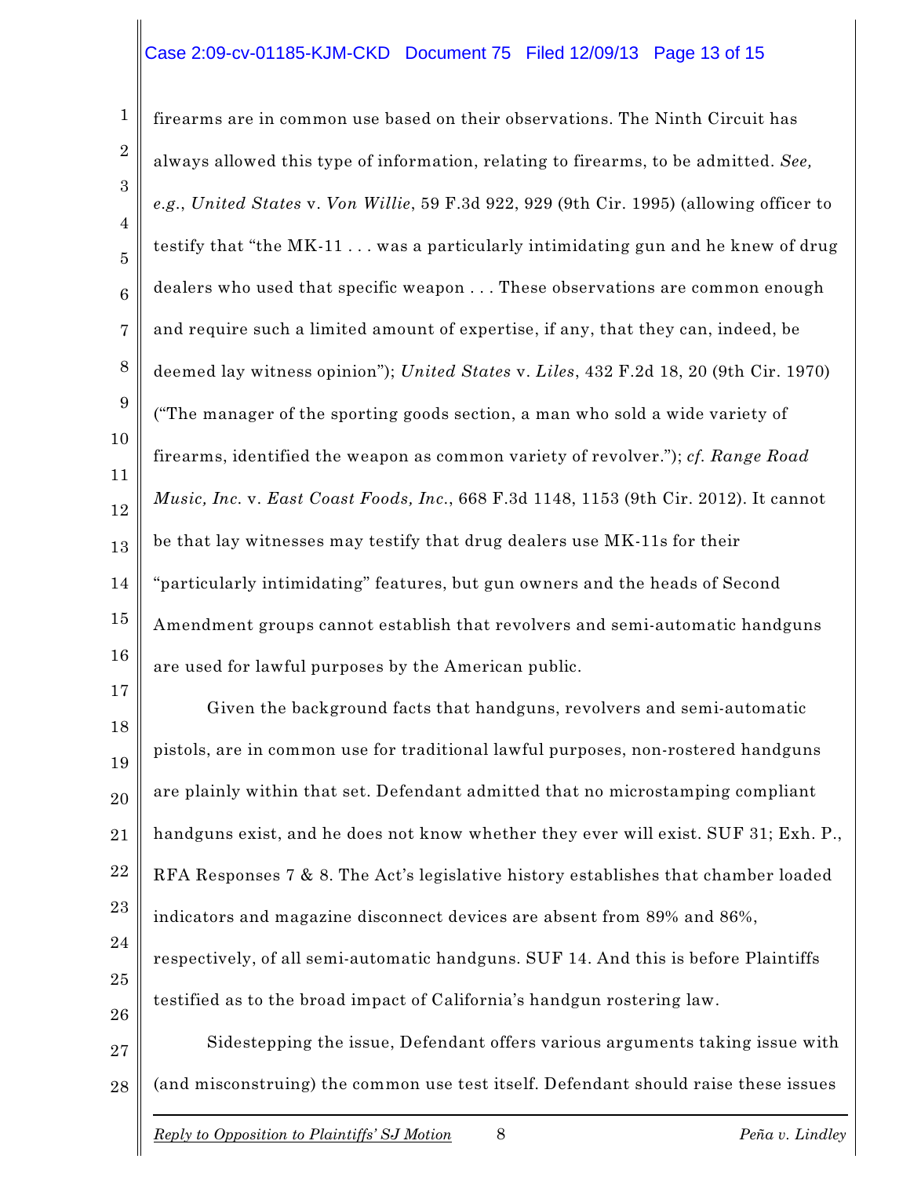firearms are in common use based on their observations. The Ninth Circuit has always allowed this type of information, relating to firearms, to be admitted. *See, e.g.*, *United States* v. *Von Willie*, 59 F.3d 922, 929 (9th Cir. 1995) (allowing officer to testify that "the MK-11 . . . was a particularly intimidating gun and he knew of drug dealers who used that specific weapon . . . These observations are common enough and require such a limited amount of expertise, if any, that they can, indeed, be deemed lay witness opinion"); *United States* v. *Liles*, 432 F.2d 18, 20 (9th Cir. 1970) ("The manager of the sporting goods section, a man who sold a wide variety of firearms, identified the weapon as common variety of revolver."); *cf. Range Road Music, Inc.* v. *East Coast Foods, Inc.*, 668 F.3d 1148, 1153 (9th Cir. 2012). It cannot be that lay witnesses may testify that drug dealers use MK-11s for their "particularly intimidating" features, but gun owners and the heads of Second Amendment groups cannot establish that revolvers and semi-automatic handguns are used for lawful purposes by the American public.

Given the background facts that handguns, revolvers and semi-automatic pistols, are in common use for traditional lawful purposes, non-rostered handguns are plainly within that set. Defendant admitted that no microstamping compliant handguns exist, and he does not know whether they ever will exist. SUF 31; Exh. P., RFA Responses 7 & 8. The Act's legislative history establishes that chamber loaded indicators and magazine disconnect devices are absent from 89% and 86%, respectively, of all semi-automatic handguns. SUF 14. And this is before Plaintiffs testified as to the broad impact of California's handgun rostering law.

Sidestepping the issue, Defendant offers various arguments taking issue with (and misconstruing) the common use test itself. Defendant should raise these issues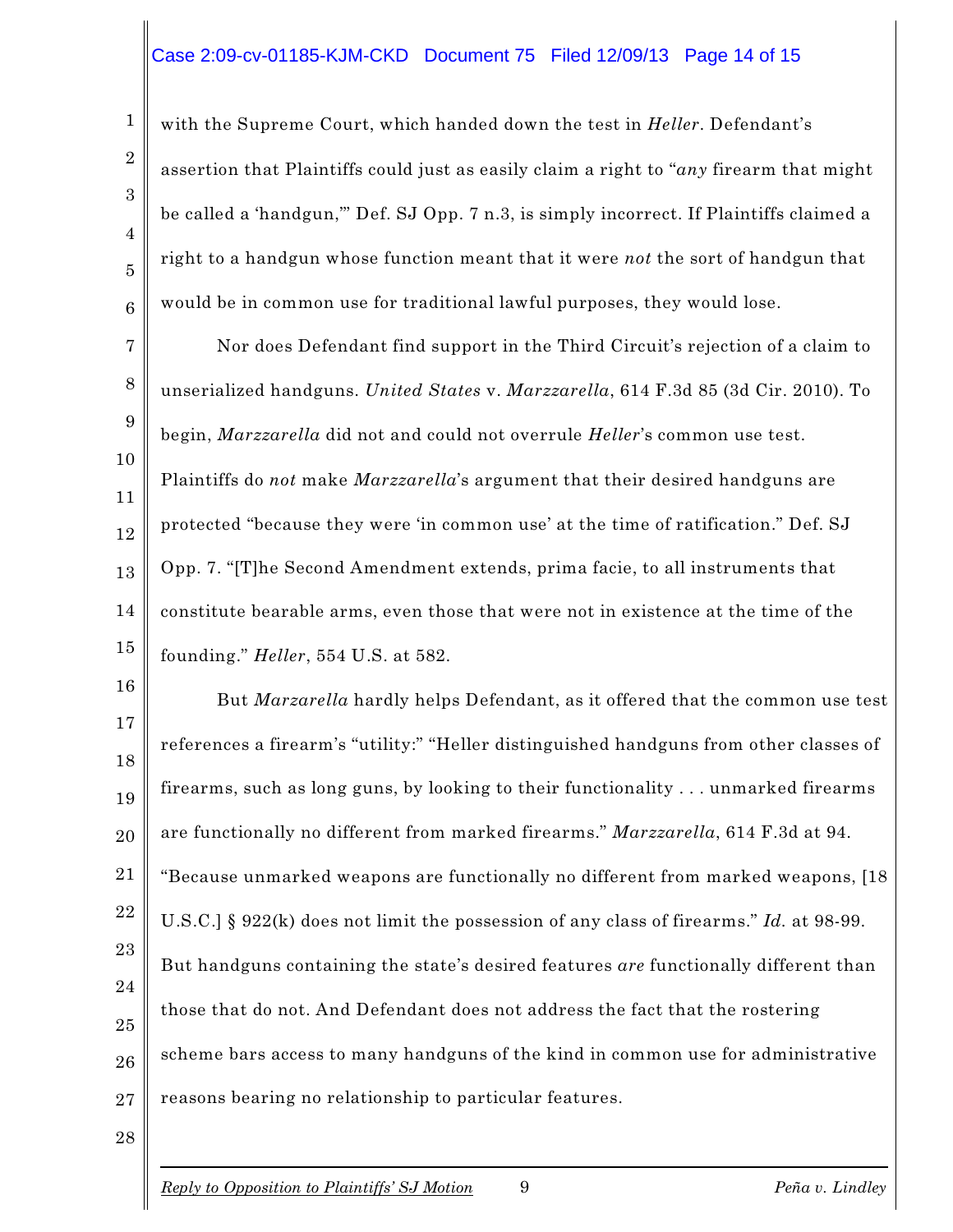with the Supreme Court, which handed down the test in *Heller*. Defendant's assertion that Plaintiffs could just as easily claim a right to "*any* firearm that might be called a 'handgun,'" Def. SJ Opp. 7 n.3, is simply incorrect. If Plaintiffs claimed a right to a handgun whose function meant that it were *not* the sort of handgun that would be in common use for traditional lawful purposes, they would lose.

Nor does Defendant find support in the Third Circuit's rejection of a claim to unserialized handguns. *United States* v. *Marzzarella*, 614 F.3d 85 (3d Cir. 2010). To begin, *Marzzarella* did not and could not overrule *Heller*'s common use test. Plaintiffs do *not* make *Marzzarella*'s argument that their desired handguns are protected "because they were 'in common use' at the time of ratification." Def. SJ Opp. 7. "[T]he Second Amendment extends, prima facie, to all instruments that constitute bearable arms, even those that were not in existence at the time of the founding." *Heller*, 554 U.S. at 582.

But *Marzarella* hardly helps Defendant, as it offered that the common use test references a firearm's "utility:" "Heller distinguished handguns from other classes of firearms, such as long guns, by looking to their functionality . . . unmarked firearms are functionally no different from marked firearms." *Marzzarella*, 614 F.3d at 94. "Because unmarked weapons are functionally no different from marked weapons, [18 U.S.C.] § 922(k) does not limit the possession of any class of firearms." *Id.* at 98-99. But handguns containing the state's desired features *are* functionally different than those that do not. And Defendant does not address the fact that the rostering scheme bars access to many handguns of the kind in common use for administrative reasons bearing no relationship to particular features.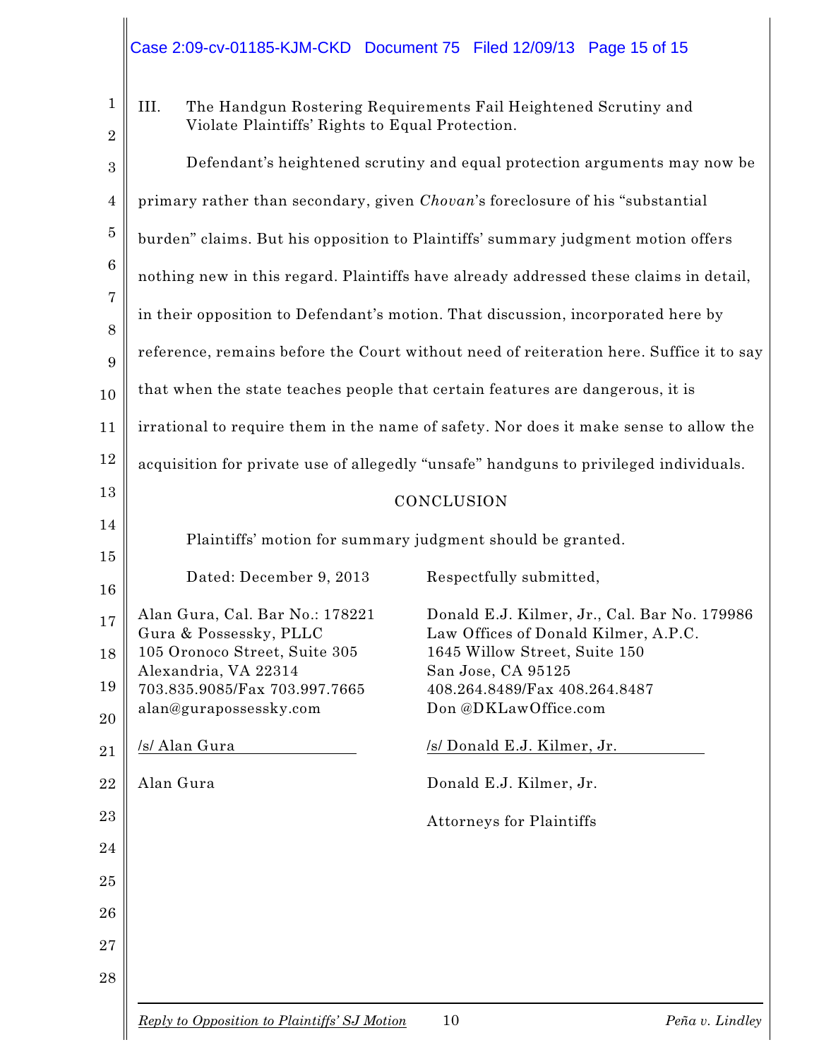III. The Handgun Rostering Requirements Fail Heightened Scrutiny and Violate Plaintiffs' Rights to Equal Protection.

Defendant's heightened scrutiny and equal protection arguments may now be primary rather than secondary, given *Chovan*'s foreclosure of his "substantial burden" claims. But his opposition to Plaintiffs' summary judgment motion offers nothing new in this regard. Plaintiffs have already addressed these claims in detail, in their opposition to Defendant's motion. That discussion, incorporated here by reference, remains before the Court without need of reiteration here. Suffice it to say that when the state teaches people that certain features are dangerous, it is irrational to require them in the name of safety. Nor does it make sense to allow the acquisition for private use of allegedly "unsafe" handguns to privileged individuals.

CONCLUSION

Plaintiffs' motion for summary judgment should be granted.

Dated: December 9, 2013

Respectfully submitted,

Alan Gura, Cal. Bar No.: 178221
Gura & Possessky, PLLC
105 Oronoco Street, Suite 305
Alexandria, VA 22314
703.835.9085/Fax 703.997.7665
alan@gurapossessky.com

/s/ Alan Gura

Alan Gura

Donald E.J. Kilmer, Jr., Cal. Bar No. 179986
Law Offices of Donald Kilmer, A.P.C.
1645 Willow Street, Suite 150
San Jose, CA 95125
408.264.8489/Fax 408.264.8487
Don @DKLawOffice.com

/s/ Donald E.J. Kilmer, Jr.

Donald E.J. Kilmer, Jr.

Attorneys for Plaintiffs